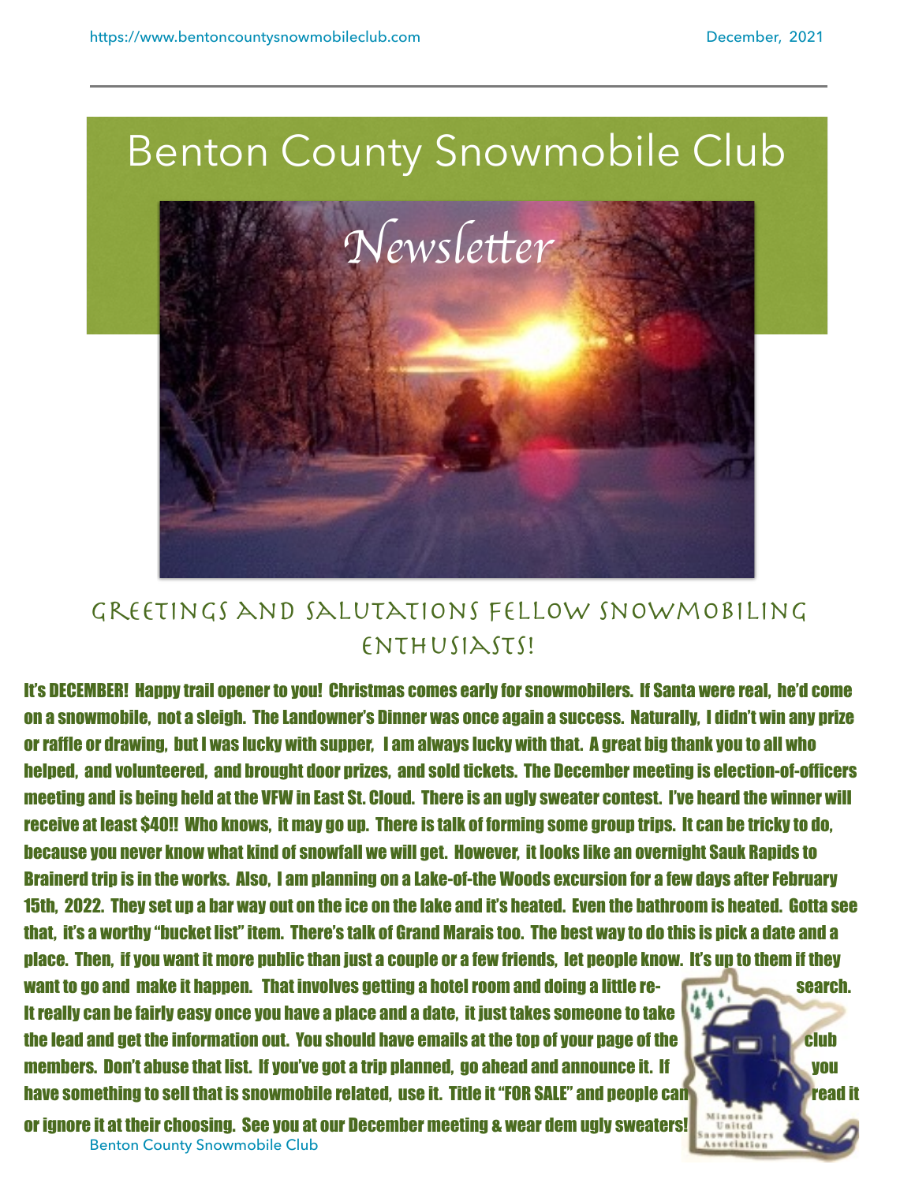# Benton County Snowmobile Club

*Newsletter*

## Greetings and Salutations Fellow Snowmobiling Enthusiasts!

**It's DECEMBER! Happy trail opener to you! Christmas comes early for snowmobilers. If Santa were real, he'd come on a snowmobile, not a sleigh. The Landowner's Dinner was once again a success. Naturally, I didn't win any prize or raffle or drawing, but I was lucky with supper, I am always lucky with that. A great big thank you to all who helped, and volunteered, and brought door prizes, and sold tickets. The December meeting is election-of-officers meeting and is being held at the VFW in East St. Cloud. There is an ugly sweater contest. I've heard the winner will receive at least $40!! Who knows, it may go up. There is talk of forming some group trips. It can be tricky to do, because you never know what kind of snowfall we will get. However, it looks like an overnight Sauk Rapids to Brainerd trip is in the works. Also, I am planning on a Lake-of-the Woods excursion for a few days after February 15th, 2022. They set up a bar way out on the ice on the lake and it's heated. Even the bathroom is heated. Gotta see that, it's a worthy "bucket list" item. There's talk of Grand Marais too. The best way to do this is pick a date and a place. Then, if you want it more public than just a couple or a few friends, let people know. It's up to them if they want to go and make it happen. That involves getting a hotel room and doing a little re-search. It really can be fairly easy once you have a place and a date, it just takes someone to take the lead and get the information out. You should have emails at the top of your page of the club members. Don't abuse that list. If you've got a trip planned, go ahead and announce it. If you have something to sell that is snowmobile related, use it. Title it "FOR SALE" and people can read it or ignore it at their choosing. See you at our December meeting & wear dem ugly sweaters!**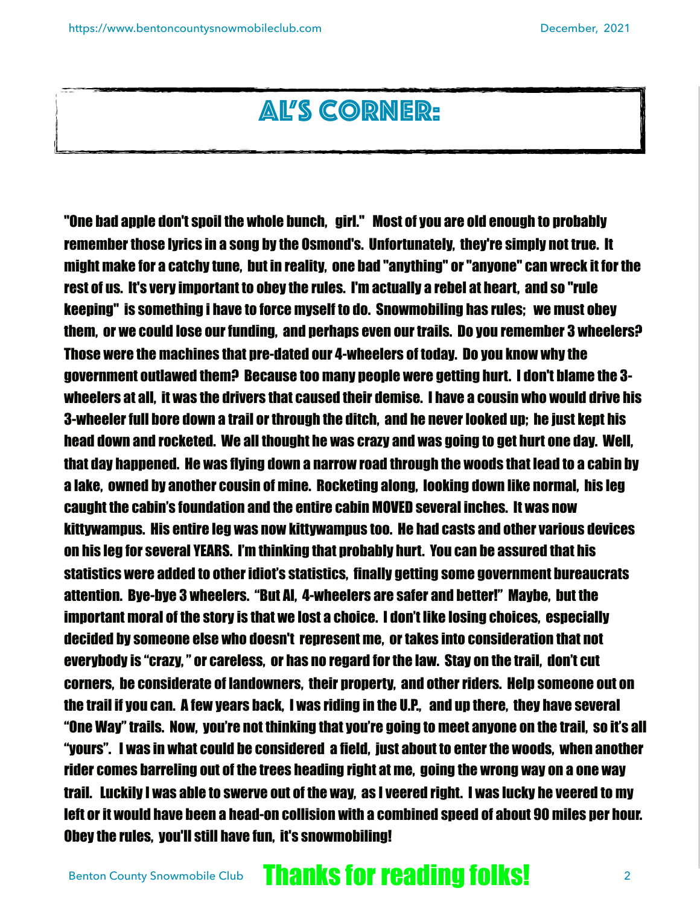# Al's Corner:

"One bad apple don't spoil the whole bunch, girl." Most of you are old enough to probably remember those lyrics in a song by the Osmond's. Unfortunately, they're simply not true. It might make for a catchy tune, but in reality, one bad "anything" or "anyone" can wreck it for the rest of us. It's very important to obey the rules. I'm actually a rebel at heart, and so "rule keeping" is something i have to force myself to do. Snowmobiling has rules; we must obey them, or we could lose our funding, and perhaps even our trails. Do you remember 3 wheelers? Those were the machines that pre-dated our 4-wheelers of today. Do you know why the government outlawed them? Because too many people were getting hurt. I don't blame the 3-wheelers at all, it was the drivers that caused their demise. I have a cousin who would drive his 3-wheeler full bore down a trail or through the ditch, and he never looked up; he just kept his head down and rocketed. We all thought he was crazy and was going to get hurt one day. Well, that day happened. He was flying down a narrow road through the woods that lead to a cabin by a lake, owned by another cousin of mine. Rocketing along, looking down like normal, his leg caught the cabin's foundation and the entire cabin MOVED several inches. It was now kittywampus. His entire leg was now kittywampus too. He had casts and other various devices on his leg for several YEARS. I'm thinking that probably hurt. You can be assured that his statistics were added to other idiot's statistics, finally getting some government bureaucrats attention. Bye-bye 3 wheelers. "But Al, 4-wheelers are safer and better!" Maybe, but the important moral of the story is that we lost a choice. I don't like losing choices, especially decided by someone else who doesn't represent me, or takes into consideration that not everybody is "crazy," or careless, or has no regard for the law. Stay on the trail, don't cut corners, be considerate of landowners, their property, and other riders. Help someone out on the trail if you can. A few years back, I was riding in the U.P., and up there, they have several "One Way" trails. Now, you're not thinking that you're going to meet anyone on the trail, so it's all "yours". I was in what could be considered a field, just about to enter the woods, when another rider comes barreling out of the trees heading right at me, going the wrong way on a one way trail. Luckily I was able to swerve out of the way, as I veered right. I was lucky he veered to my left or it would have been a head-on collision with a combined speed of about 90 miles per hour. Obey the rules, you'll still have fun, it's snowmobiling!

**Thanks for reading folks!**